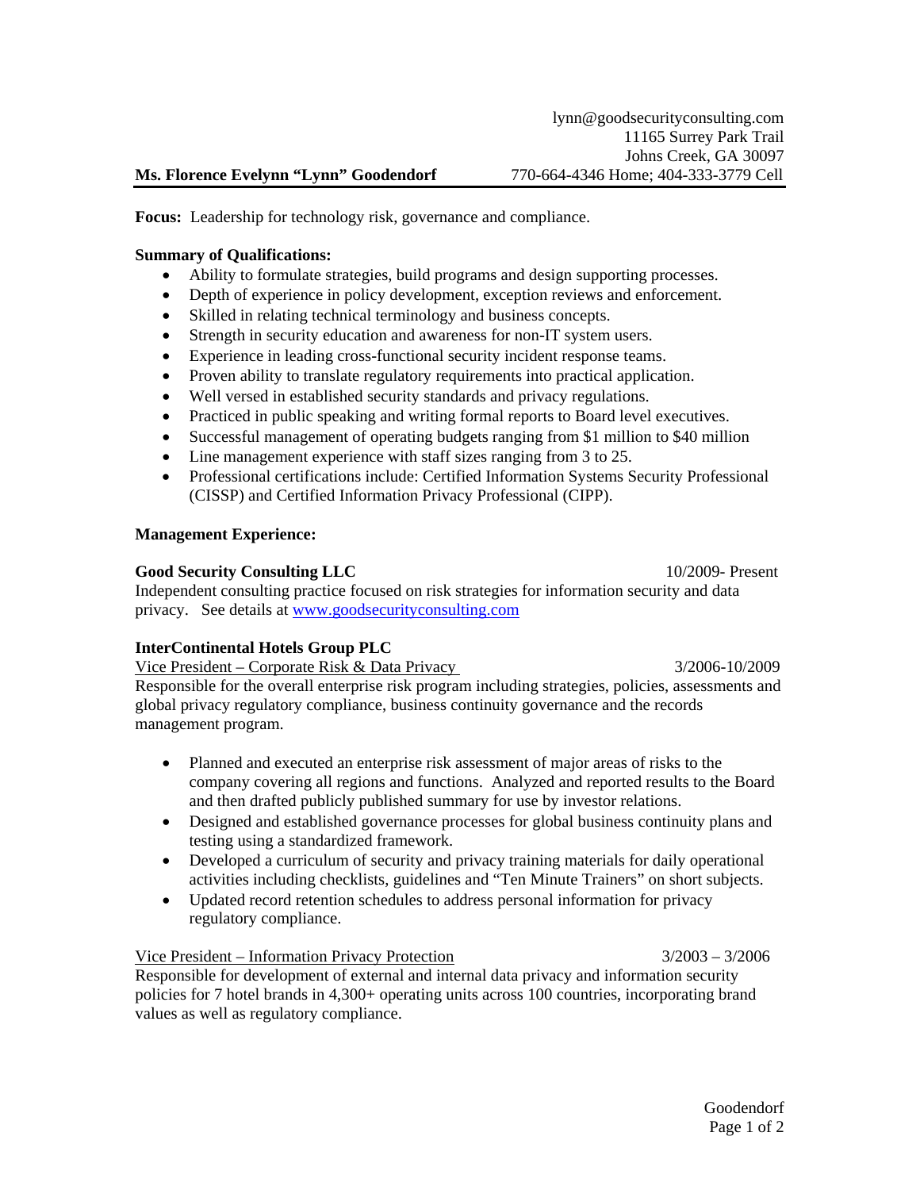lynn@goodsecurityconsulting.com
11165 Surrey Park Trail
Johns Creek, GA 30097
770-664-4346 Home; 404-333-3779 Cell

**Ms. Florence Evelynn "Lynn" Goodendorf**

**Focus:** Leadership for technology risk, governance and compliance.

**Summary of Qualifications:**

- Ability to formulate strategies, build programs and design supporting processes.
- Depth of experience in policy development, exception reviews and enforcement.
- Skilled in relating technical terminology and business concepts.
- Strength in security education and awareness for non-IT system users.
- Experience in leading cross-functional security incident response teams.
- Proven ability to translate regulatory requirements into practical application.
- Well versed in established security standards and privacy regulations.
- Practiced in public speaking and writing formal reports to Board level executives.
- Successful management of operating budgets ranging from $1 million to $40 million
- Line management experience with staff sizes ranging from 3 to 25.
- Professional certifications include: Certified Information Systems Security Professional (CISSP) and Certified Information Privacy Professional (CIPP).

**Management Experience:**

**Good Security Consulting LLC** 10/2009- Present

Independent consulting practice focused on risk strategies for information security and data privacy. See details at www.goodsecurityconsulting.com

**InterContinental Hotels Group PLC**

Vice President – Corporate Risk & Data Privacy 3/2006-10/2009

Responsible for the overall enterprise risk program including strategies, policies, assessments and global privacy regulatory compliance, business continuity governance and the records management program.

- Planned and executed an enterprise risk assessment of major areas of risks to the company covering all regions and functions. Analyzed and reported results to the Board and then drafted publicly published summary for use by investor relations.
- Designed and established governance processes for global business continuity plans and testing using a standardized framework.
- Developed a curriculum of security and privacy training materials for daily operational activities including checklists, guidelines and "Ten Minute Trainers" on short subjects.
- Updated record retention schedules to address personal information for privacy regulatory compliance.

Vice President – Information Privacy Protection 3/2003 – 3/2006

Responsible for development of external and internal data privacy and information security policies for 7 hotel brands in 4,300+ operating units across 100 countries, incorporating brand values as well as regulatory compliance.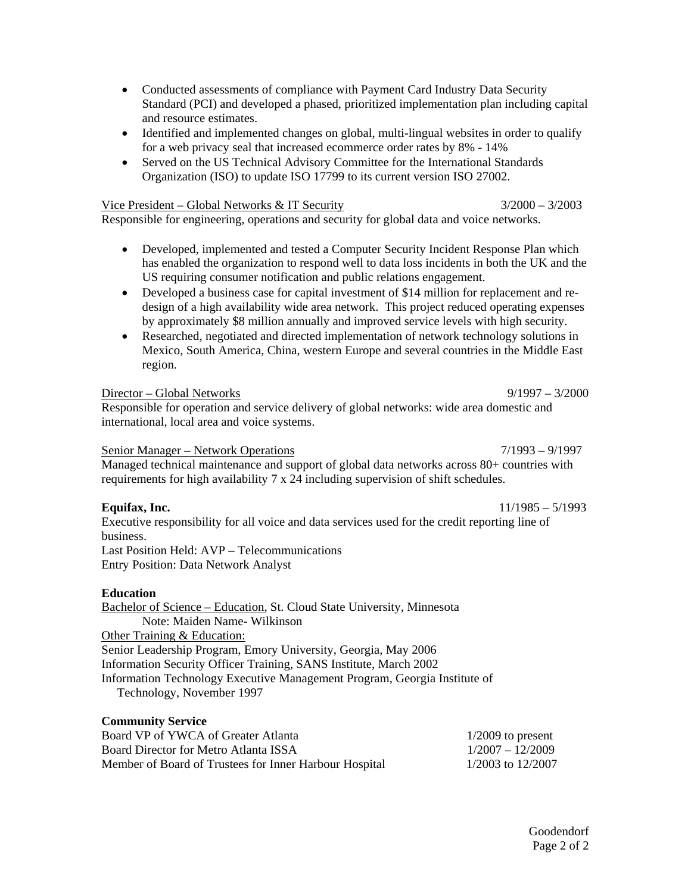- Conducted assessments of compliance with Payment Card Industry Data Security Standard (PCI) and developed a phased, prioritized implementation plan including capital and resource estimates.
- Identified and implemented changes on global, multi-lingual websites in order to qualify for a web privacy seal that increased ecommerce order rates by 8% - 14%
- Served on the US Technical Advisory Committee for the International Standards Organization (ISO) to update ISO 17799 to its current version ISO 27002.

Vice President – Global Networks & IT Security 3/2000 – 3/2003

Responsible for engineering, operations and security for global data and voice networks.

- Developed, implemented and tested a Computer Security Incident Response Plan which has enabled the organization to respond well to data loss incidents in both the UK and the US requiring consumer notification and public relations engagement.
- Developed a business case for capital investment of $14 million for replacement and re-design of a high availability wide area network. This project reduced operating expenses by approximately $8 million annually and improved service levels with high security.
- Researched, negotiated and directed implementation of network technology solutions in Mexico, South America, China, western Europe and several countries in the Middle East region.

Director – Global Networks 9/1997 – 3/2000

Responsible for operation and service delivery of global networks: wide area domestic and international, local area and voice systems.

Senior Manager – Network Operations 7/1993 – 9/1997

Managed technical maintenance and support of global data networks across 80+ countries with requirements for high availability 7 x 24 including supervision of shift schedules.

**Equifax, Inc.** 11/1985 – 5/1993

Executive responsibility for all voice and data services used for the credit reporting line of business.
Last Position Held: AVP – Telecommunications
Entry Position: Data Network Analyst

**Education**

Bachelor of Science – Education, St. Cloud State University, Minnesota
Note: Maiden Name- Wilkinson

Other Training & Education:

Senior Leadership Program, Emory University, Georgia, May 2006
Information Security Officer Training, SANS Institute, March 2002
Information Technology Executive Management Program, Georgia Institute of Technology, November 1997

**Community Service**

Board VP of YWCA of Greater Atlanta 1/2009 to present
Board Director for Metro Atlanta ISSA 1/2007 – 12/2009
Member of Board of Trustees for Inner Harbour Hospital 1/2003 to 12/2007